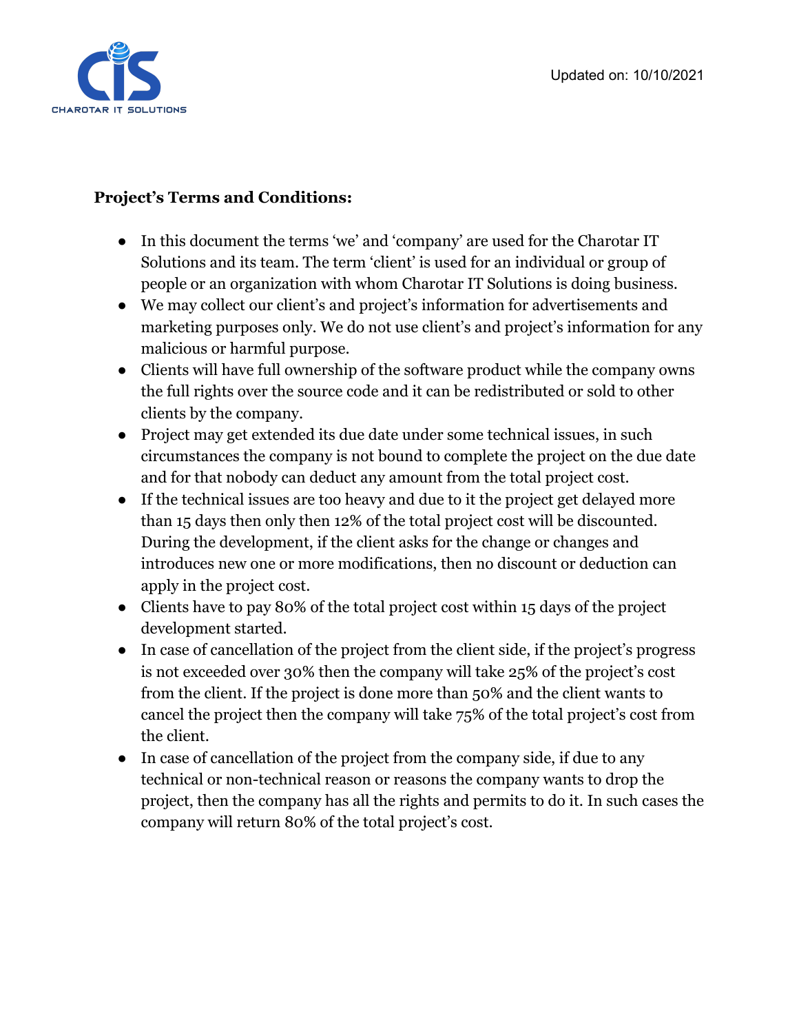CHAROTAR IT SOLUTIONS

Updated on: 10/10/2021

**Project's Terms and Conditions:**

- In this document the terms 'we' and 'company' are used for the Charotar IT Solutions and its team. The term 'client' is used for an individual or group of people or an organization with whom Charotar IT Solutions is doing business.
- We may collect our client's and project's information for advertisements and marketing purposes only. We do not use client's and project's information for any malicious or harmful purpose.
- Clients will have full ownership of the software product while the company owns the full rights over the source code and it can be redistributed or sold to other clients by the company.
- Project may get extended its due date under some technical issues, in such circumstances the company is not bound to complete the project on the due date and for that nobody can deduct any amount from the total project cost.
- If the technical issues are too heavy and due to it the project get delayed more than 15 days then only then 12% of the total project cost will be discounted. During the development, if the client asks for the change or changes and introduces new one or more modifications, then no discount or deduction can apply in the project cost.
- Clients have to pay 80% of the total project cost within 15 days of the project development started.
- In case of cancellation of the project from the client side, if the project's progress is not exceeded over 30% then the company will take 25% of the project's cost from the client. If the project is done more than 50% and the client wants to cancel the project then the company will take 75% of the total project's cost from the client.
- In case of cancellation of the project from the company side, if due to any technical or non-technical reason or reasons the company wants to drop the project, then the company has all the rights and permits to do it. In such cases the company will return 80% of the total project's cost.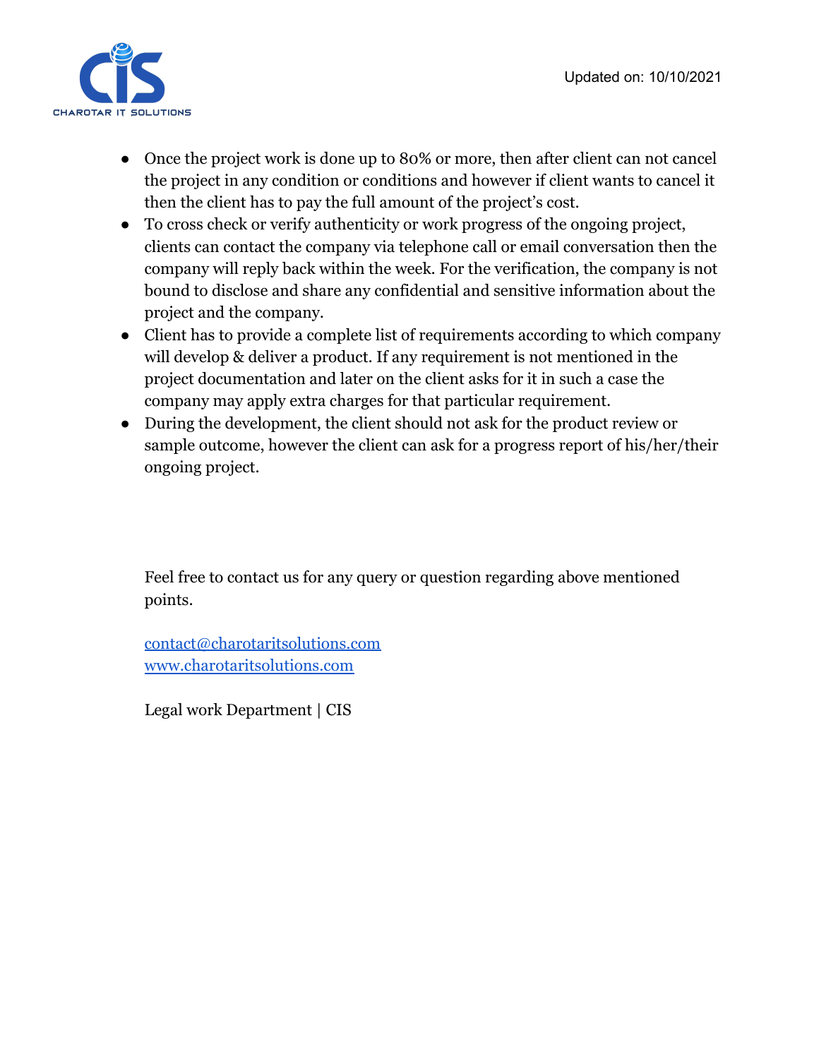Updated on: 10/10/2021

- Once the project work is done up to 80% or more, then after client can not cancel the project in any condition or conditions and however if client wants to cancel it then the client has to pay the full amount of the project's cost.
- To cross check or verify authenticity or work progress of the ongoing project, clients can contact the company via telephone call or email conversation then the company will reply back within the week. For the verification, the company is not bound to disclose and share any confidential and sensitive information about the project and the company.
- Client has to provide a complete list of requirements according to which company will develop & deliver a product. If any requirement is not mentioned in the project documentation and later on the client asks for it in such a case the company may apply extra charges for that particular requirement.
- During the development, the client should not ask for the product review or sample outcome, however the client can ask for a progress report of his/her/their ongoing project.

Feel free to contact us for any query or question regarding above mentioned points.

contact@charotaritsolutions.com
www.charotaritsolutions.com

Legal work Department | CIS